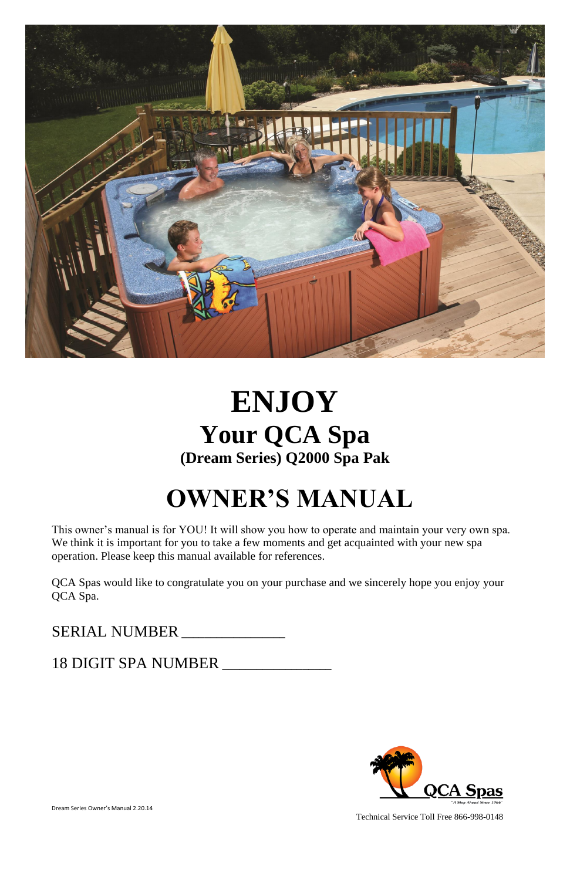# ENJOY

## Your QCA Spa

### (Dream Series) Q2000 Spa Pak

# OWNER'S MANUAL

This owner's manual is for YOU! It will show you how to operate and maintain your very own spa. We think it is important for you to take a few moments and get acquainted with your new spa operation. Please keep this manual available for references.

QCA Spas would like to congratulate you on your purchase and we sincerely hope you enjoy your QCA Spa.

SERIAL NUMBER ______________

18 DIGIT SPA NUMBER ______________

QCA Spas
"A Step Ahead Since 1966"

Dream Series Owner's Manual 2.20.14

Technical Service Toll Free 866-998-0148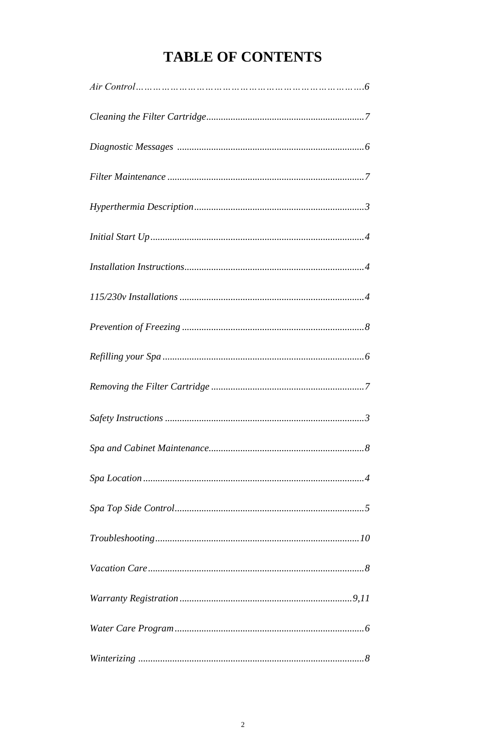# TABLE OF CONTENTS

*Air Control……………………………………………………………………….6*

*Cleaning the Filter Cartridge.................................................................7*

*Diagnostic Messages ............................................................................6*

*Filter Maintenance ................................................................................7*

*Hyperthermia Description.....................................................................3*

*Initial Start Up.......................................................................................4*

*Installation Instructions.........................................................................4*

*115/230v Installations ...........................................................................4*

*Prevention of Freezing ..........................................................................8*

*Refilling your Spa .................................................................................6*

*Removing the Filter Cartridge ..............................................................7*

*Safety Instructions .................................................................................3*

*Spa and Cabinet Maintenance...............................................................8*

*Spa Location ..........................................................................................4*

*Spa Top Side Control.............................................................................5*

*Troubleshooting...................................................................................10*

*Vacation Care........................................................................................8*

*Warranty Registration ......................................................................9,11*

*Water Care Program.............................................................................6*

*Winterizing ...........................................................................................8*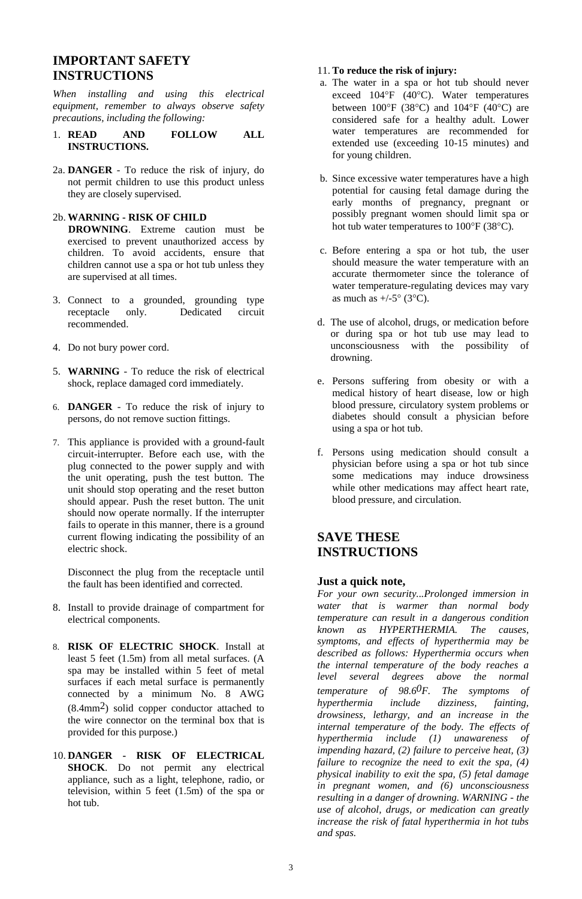## IMPORTANT SAFETY INSTRUCTIONS

*When installing and using this electrical equipment, remember to always observe safety precautions, including the following:*

1. **READ AND FOLLOW ALL INSTRUCTIONS.**

2a. **DANGER** - To reduce the risk of injury, do not permit children to use this product unless they are closely supervised.

2b. **WARNING - RISK OF CHILD DROWNING**. Extreme caution must be exercised to prevent unauthorized access by children. To avoid accidents, ensure that children cannot use a spa or hot tub unless they are supervised at all times.

3. Connect to a grounded, grounding type receptacle only. Dedicated circuit recommended.

4. Do not bury power cord.

5. **WARNING** - To reduce the risk of electrical shock, replace damaged cord immediately.

6. **DANGER** - To reduce the risk of injury to persons, do not remove suction fittings.

7. This appliance is provided with a ground-fault circuit-interrupter. Before each use, with the plug connected to the power supply and with the unit operating, push the test button. The unit should stop operating and the reset button should appear. Push the reset button. The unit should now operate normally. If the interrupter fails to operate in this manner, there is a ground current flowing indicating the possibility of an electric shock.

   Disconnect the plug from the receptacle until the fault has been identified and corrected.

8. Install to provide drainage of compartment for electrical components.

8. **RISK OF ELECTRIC SHOCK**. Install at least 5 feet (1.5m) from all metal surfaces. (A spa may be installed within 5 feet of metal surfaces if each metal surface is permanently connected by a minimum No. 8 AWG ($8.4mm^2$) solid copper conductor attached to the wire connector on the terminal box that is provided for this purpose.)

10. **DANGER - RISK OF ELECTRICAL SHOCK**. Do not permit any electrical appliance, such as a light, telephone, radio, or television, within 5 feet (1.5m) of the spa or hot tub.

11. **To reduce the risk of injury:**

a. The water in a spa or hot tub should never exceed 104°F (40°C). Water temperatures between 100°F (38°C) and 104°F (40°C) are considered safe for a healthy adult. Lower water temperatures are recommended for extended use (exceeding 10-15 minutes) and for young children.

b. Since excessive water temperatures have a high potential for causing fetal damage during the early months of pregnancy, pregnant or possibly pregnant women should limit spa or hot tub water temperatures to 100°F (38°C).

c. Before entering a spa or hot tub, the user should measure the water temperature with an accurate thermometer since the tolerance of water temperature-regulating devices may vary as much as +/-5° (3°C).

d. The use of alcohol, drugs, or medication before or during spa or hot tub use may lead to unconsciousness with the possibility of drowning.

e. Persons suffering from obesity or with a medical history of heart disease, low or high blood pressure, circulatory system problems or diabetes should consult a physician before using a spa or hot tub.

f. Persons using medication should consult a physician before using a spa or hot tub since some medications may induce drowsiness while other medications may affect heart rate, blood pressure, and circulation.

## SAVE THESE INSTRUCTIONS

### Just a quick note,

*For your own security...Prolonged immersion in water that is warmer than normal body temperature can result in a dangerous condition known as HYPERTHERMIA. The causes, symptoms, and effects of hyperthermia may be described as follows: Hyperthermia occurs when the internal temperature of the body reaches a level several degrees above the normal temperature of 98.6°F. The symptoms of hyperthermia include dizziness, fainting, drowsiness, lethargy, and an increase in the internal temperature of the body. The effects of hyperthermia include (1) unawareness of impending hazard, (2) failure to perceive heat, (3) failure to recognize the need to exit the spa, (4) physical inability to exit the spa, (5) fetal damage in pregnant women, and (6) unconsciousness resulting in a danger of drowning. WARNING - the use of alcohol, drugs, or medication can greatly increase the risk of fatal hyperthermia in hot tubs and spas.*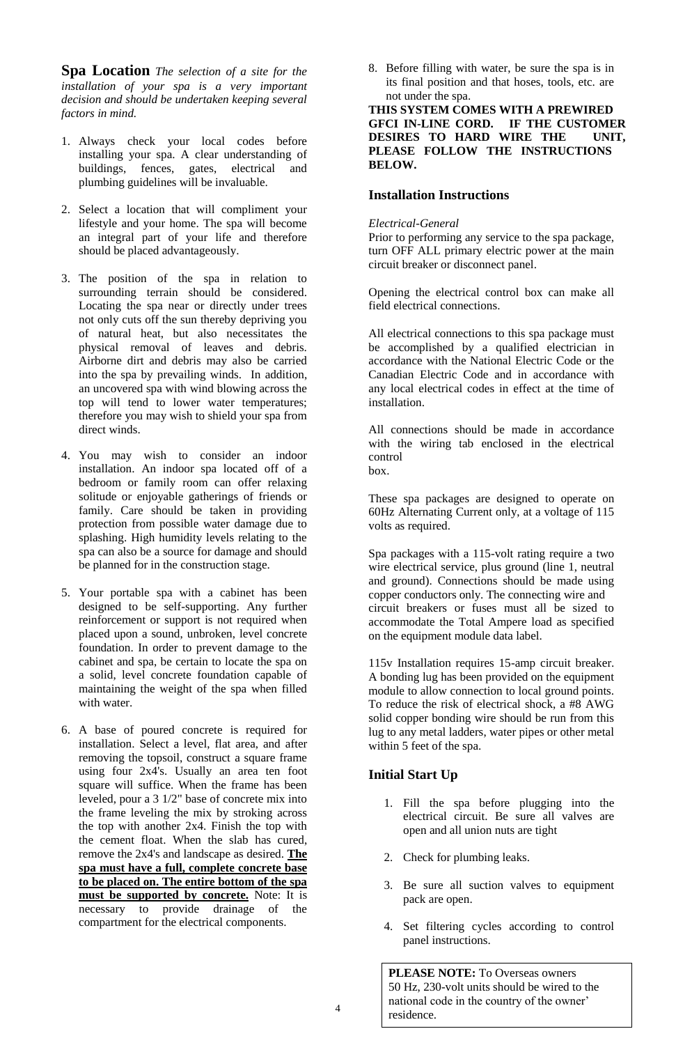**Spa Location** *The selection of a site for the installation of your spa is a very important decision and should be undertaken keeping several factors in mind.*

1. Always check your local codes before installing your spa. A clear understanding of buildings, fences, gates, electrical and plumbing guidelines will be invaluable.

2. Select a location that will compliment your lifestyle and your home. The spa will become an integral part of your life and therefore should be placed advantageously.

3. The position of the spa in relation to surrounding terrain should be considered. Locating the spa near or directly under trees not only cuts off the sun thereby depriving you of natural heat, but also necessitates the physical removal of leaves and debris. Airborne dirt and debris may also be carried into the spa by prevailing winds. In addition, an uncovered spa with wind blowing across the top will tend to lower water temperatures; therefore you may wish to shield your spa from direct winds.

4. You may wish to consider an indoor installation. An indoor spa located off of a bedroom or family room can offer relaxing solitude or enjoyable gatherings of friends or family. Care should be taken in providing protection from possible water damage due to splashing. High humidity levels relating to the spa can also be a source for damage and should be planned for in the construction stage.

5. Your portable spa with a cabinet has been designed to be self-supporting. Any further reinforcement or support is not required when placed upon a sound, unbroken, level concrete foundation. In order to prevent damage to the cabinet and spa, be certain to locate the spa on a solid, level concrete foundation capable of maintaining the weight of the spa when filled with water.

6. A base of poured concrete is required for installation. Select a level, flat area, and after removing the topsoil, construct a square frame using four 2x4's. Usually an area ten foot square will suffice. When the frame has been leveled, pour a 3 1/2" base of concrete mix into the frame leveling the mix by stroking across the top with another 2x4. Finish the top with the cement float. When the slab has cured, remove the 2x4's and landscape as desired. **The spa must have a full, complete concrete base to be placed on. The entire bottom of the spa must be supported by concrete.** Note: It is necessary to provide drainage of the compartment for the electrical components.

7. Before filling with water, be sure the spa is in its final position and that hoses, tools, etc. are not under the spa.

**THIS SYSTEM COMES WITH A PREWIRED GFCI IN-LINE CORD. IF THE CUSTOMER DESIRES TO HARD WIRE THE UNIT, PLEASE FOLLOW THE INSTRUCTIONS BELOW.**

## Installation Instructions

*Electrical-General*

Prior to performing any service to the spa package, turn OFF ALL primary electric power at the main circuit breaker or disconnect panel.

Opening the electrical control box can make all field electrical connections.

All electrical connections to this spa package must be accomplished by a qualified electrician in accordance with the National Electric Code or the Canadian Electric Code and in accordance with any local electrical codes in effect at the time of installation.

All connections should be made in accordance with the wiring tab enclosed in the electrical control box.

These spa packages are designed to operate on 60Hz Alternating Current only, at a voltage of 115 volts as required.

Spa packages with a 115-volt rating require a two wire electrical service, plus ground (line 1, neutral and ground). Connections should be made using copper conductors only. The connecting wire and circuit breakers or fuses must all be sized to accommodate the Total Ampere load as specified on the equipment module data label.

115v Installation requires 15-amp circuit breaker. A bonding lug has been provided on the equipment module to allow connection to local ground points. To reduce the risk of electrical shock, a #8 AWG solid copper bonding wire should be run from this lug to any metal ladders, water pipes or other metal within 5 feet of the spa.

## Initial Start Up

1. Fill the spa before plugging into the electrical circuit. Be sure all valves are open and all union nuts are tight

2. Check for plumbing leaks.

3. Be sure all suction valves to equipment pack are open.

4. Set filtering cycles according to control panel instructions.

**PLEASE NOTE:** To Overseas owners 50 Hz, 230-volt units should be wired to the national code in the country of the owner' residence.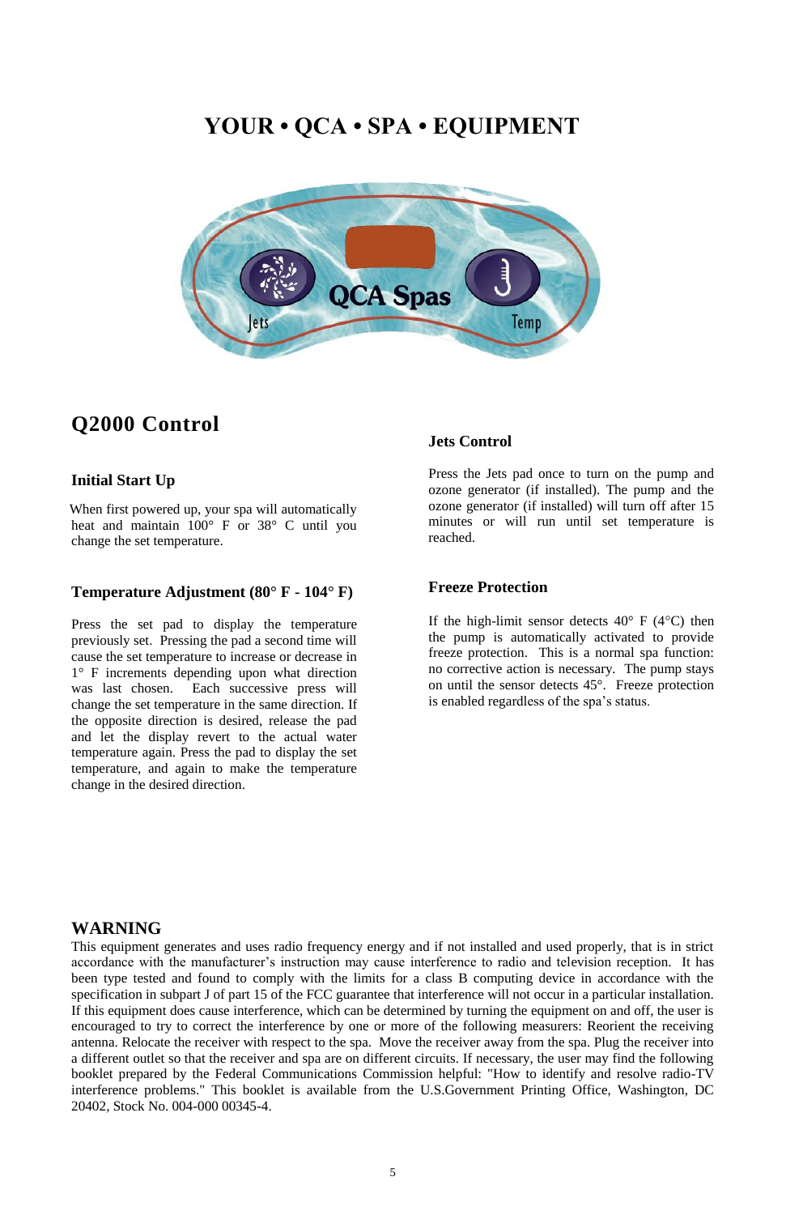# YOUR • QCA • SPA • EQUIPMENT

## Q2000 Control

### Initial Start Up

When first powered up, your spa will automatically heat and maintain 100° F or 38° C until you change the set temperature.

### Temperature Adjustment (80° F - 104° F)

Press the set pad to display the temperature previously set. Pressing the pad a second time will cause the set temperature to increase or decrease in 1° F increments depending upon what direction was last chosen. Each successive press will change the set temperature in the same direction. If the opposite direction is desired, release the pad and let the display revert to the actual water temperature again. Press the pad to display the set temperature, and again to make the temperature change in the desired direction.

### Jets Control

Press the Jets pad once to turn on the pump and ozone generator (if installed). The pump and the ozone generator (if installed) will turn off after 15 minutes or will run until set temperature is reached.

### Freeze Protection

If the high-limit sensor detects 40° F (4°C) then the pump is automatically activated to provide freeze protection. This is a normal spa function: no corrective action is necessary. The pump stays on until the sensor detects 45°. Freeze protection is enabled regardless of the spa's status.

## WARNING

This equipment generates and uses radio frequency energy and if not installed and used properly, that is in strict accordance with the manufacturer's instruction may cause interference to radio and television reception. It has been type tested and found to comply with the limits for a class B computing device in accordance with the specification in subpart J of part 15 of the FCC guarantee that interference will not occur in a particular installation. If this equipment does cause interference, which can be determined by turning the equipment on and off, the user is encouraged to try to correct the interference by one or more of the following measurers: Reorient the receiving antenna. Relocate the receiver with respect to the spa. Move the receiver away from the spa. Plug the receiver into a different outlet so that the receiver and spa are on different circuits. If necessary, the user may find the following booklet prepared by the Federal Communications Commission helpful: "How to identify and resolve radio-TV interference problems." This booklet is available from the U.S.Government Printing Office, Washington, DC 20402, Stock No. 004-000 00345-4.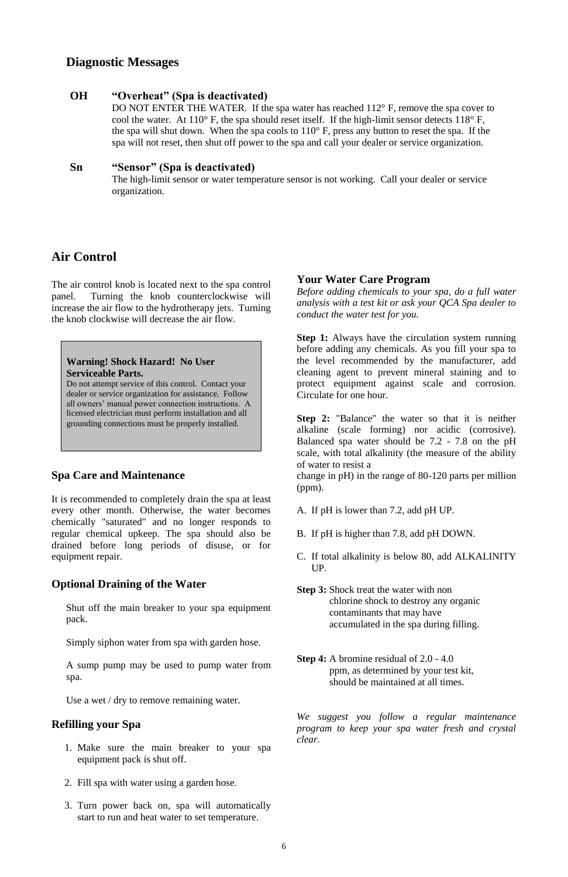## Diagnostic Messages

**OH** **"Overheat" (Spa is deactivated)**
DO NOT ENTER THE WATER. If the spa water has reached 112° F, remove the spa cover to cool the water. At 110° F, the spa should reset itself. If the high-limit sensor detects 118° F, the spa will shut down. When the spa cools to 110° F, press any button to reset the spa. If the spa will not reset, then shut off power to the spa and call your dealer or service organization.

**Sn** **"Sensor" (Spa is deactivated)**
The high-limit sensor or water temperature sensor is not working. Call your dealer or service organization.

## Air Control

The air control knob is located next to the spa control panel. Turning the knob counterclockwise will increase the air flow to the hydrotherapy jets. Turning the knob clockwise will decrease the air flow.

> **Warning! Shock Hazard! No User Serviceable Parts.**
> Do not attempt service of this control. Contact your dealer or service organization for assistance. Follow all owners' manual power connection instructions. A licensed electrician must perform installation and all grounding connections must be properly installed.

### Spa Care and Maintenance

It is recommended to completely drain the spa at least every other month. Otherwise, the water becomes chemically "saturated" and no longer responds to regular chemical upkeep. The spa should also be drained before long periods of disuse, or for equipment repair.

### Optional Draining of the Water

Shut off the main breaker to your spa equipment pack.

Simply siphon water from spa with garden hose.

A sump pump may be used to pump water from spa.

Use a wet / dry to remove remaining water.

### Refilling your Spa

1. Make sure the main breaker to your spa equipment pack is shut off.
2. Fill spa with water using a garden hose.
3. Turn power back on, spa will automatically start to run and heat water to set temperature.

### Your Water Care Program

*Before adding chemicals to your spa, do a full water analysis with a test kit or ask your QCA Spa dealer to conduct the water test for you.*

**Step 1:** Always have the circulation system running before adding any chemicals. As you fill your spa to the level recommended by the manufacturer, add cleaning agent to prevent mineral staining and to protect equipment against scale and corrosion. Circulate for one hour.

**Step 2:** "Balance" the water so that it is neither alkaline (scale forming) nor acidic (corrosive). Balanced spa water should be 7.2 - 7.8 on the pH scale, with total alkalinity (the measure of the ability of water to resist a change in pH) in the range of 80-120 parts per million (ppm).

A. If pH is lower than 7.2, add pH UP.

B. If pH is higher than 7.8, add pH DOWN.

C. If total alkalinity is below 80, add ALKALINITY UP.

**Step 3:** Shock treat the water with non chlorine shock to destroy any organic contaminants that may have accumulated in the spa during filling.

**Step 4:** A bromine residual of 2.0 - 4.0 ppm, as determined by your test kit, should be maintained at all times.

*We suggest you follow a regular maintenance program to keep your spa water fresh and crystal clear.*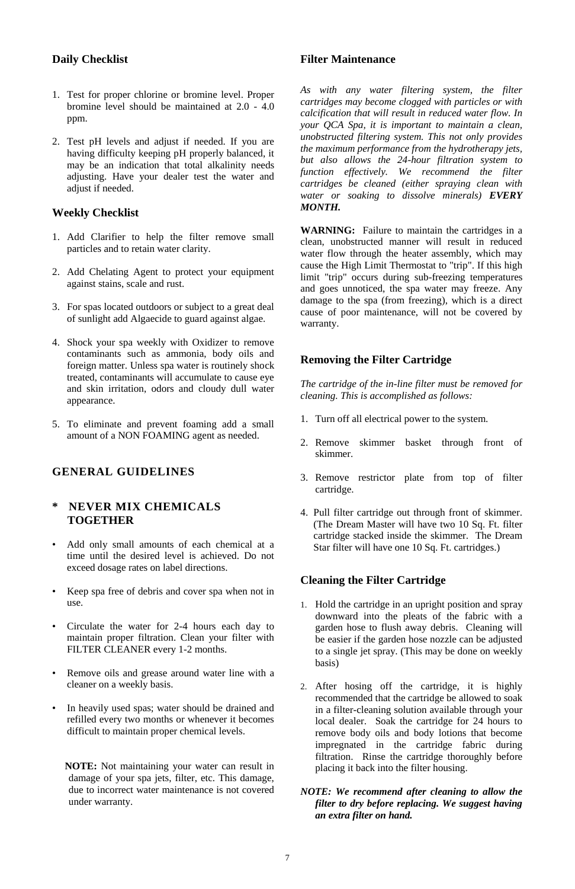## Daily Checklist

1. Test for proper chlorine or bromine level. Proper bromine level should be maintained at 2.0 - 4.0 ppm.
2. Test pH levels and adjust if needed. If you are having difficulty keeping pH properly balanced, it may be an indication that total alkalinity needs adjusting. Have your dealer test the water and adjust if needed.

## Weekly Checklist

1. Add Clarifier to help the filter remove small particles and to retain water clarity.
2. Add Chelating Agent to protect your equipment against stains, scale and rust.
3. For spas located outdoors or subject to a great deal of sunlight add Algaecide to guard against algae.
4. Shock your spa weekly with Oxidizer to remove contaminants such as ammonia, body oils and foreign matter. Unless spa water is routinely shock treated, contaminants will accumulate to cause eye and skin irritation, odors and cloudy dull water appearance.
5. To eliminate and prevent foaming add a small amount of a NON FOAMING agent as needed.

## GENERAL GUIDELINES

### * NEVER MIX CHEMICALS TOGETHER

- Add only small amounts of each chemical at a time until the desired level is achieved. Do not exceed dosage rates on label directions.
- Keep spa free of debris and cover spa when not in use.
- Circulate the water for 2-4 hours each day to maintain proper filtration. Clean your filter with FILTER CLEANER every 1-2 months.
- Remove oils and grease around water line with a cleaner on a weekly basis.
- In heavily used spas; water should be drained and refilled every two months or whenever it becomes difficult to maintain proper chemical levels.

**NOTE:** Not maintaining your water can result in damage of your spa jets, filter, etc. This damage, due to incorrect water maintenance is not covered under warranty.

## Filter Maintenance

*As with any water filtering system, the filter cartridges may become clogged with particles or with calcification that will result in reduced water flow. In your QCA Spa, it is important to maintain a clean, unobstructed filtering system. This not only provides the maximum performance from the hydrotherapy jets, but also allows the 24-hour filtration system to function effectively. We recommend the filter cartridges be cleaned (either spraying clean with water or soaking to dissolve minerals)* ***EVERY MONTH.***

**WARNING:** Failure to maintain the cartridges in a clean, unobstructed manner will result in reduced water flow through the heater assembly, which may cause the High Limit Thermostat to "trip". If this high limit "trip" occurs during sub-freezing temperatures and goes unnoticed, the spa water may freeze. Any damage to the spa (from freezing), which is a direct cause of poor maintenance, will not be covered by warranty.

## Removing the Filter Cartridge

*The cartridge of the in-line filter must be removed for cleaning. This is accomplished as follows:*

1. Turn off all electrical power to the system.
2. Remove skimmer basket through front of skimmer.
3. Remove restrictor plate from top of filter cartridge.
4. Pull filter cartridge out through front of skimmer. (The Dream Master will have two 10 Sq. Ft. filter cartridge stacked inside the skimmer. The Dream Star filter will have one 10 Sq. Ft. cartridges.)

## Cleaning the Filter Cartridge

1. Hold the cartridge in an upright position and spray downward into the pleats of the fabric with a garden hose to flush away debris. Cleaning will be easier if the garden hose nozzle can be adjusted to a single jet spray. (This may be done on weekly basis)
2. After hosing off the cartridge, it is highly recommended that the cartridge be allowed to soak in a filter-cleaning solution available through your local dealer. Soak the cartridge for 24 hours to remove body oils and body lotions that become impregnated in the cartridge fabric during filtration. Rinse the cartridge thoroughly before placing it back into the filter housing.

***NOTE: We recommend after cleaning to allow the filter to dry before replacing. We suggest having an extra filter on hand.***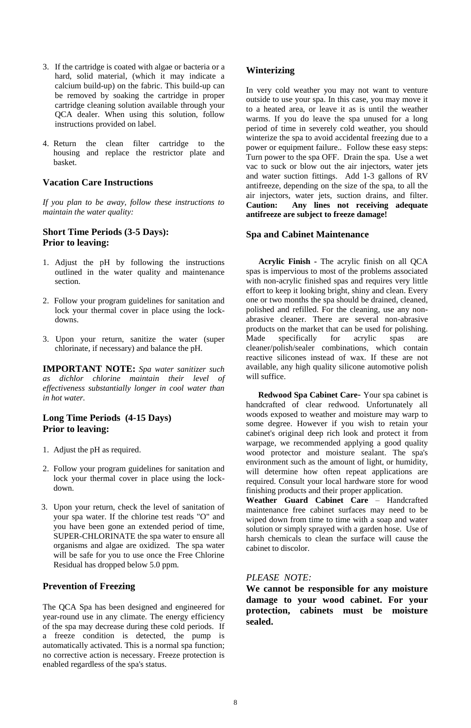3. If the cartridge is coated with algae or bacteria or a hard, solid material, (which it may indicate a calcium build-up) on the fabric. This build-up can be removed by soaking the cartridge in proper cartridge cleaning solution available through your QCA dealer. When using this solution, follow instructions provided on label.

4. Return the clean filter cartridge to the housing and replace the restrictor plate and basket.

### Vacation Care Instructions

*If you plan to be away, follow these instructions to maintain the water quality:*

### Short Time Periods (3-5 Days): Prior to leaving:

1. Adjust the pH by following the instructions outlined in the water quality and maintenance section.

2. Follow your program guidelines for sanitation and lock your thermal cover in place using the lock-downs.

3. Upon your return, sanitize the water (super chlorinate, if necessary) and balance the pH.

**IMPORTANT NOTE:** *Spa water sanitizer such as dichlor chlorine maintain their level of effectiveness substantially longer in cool water than in hot water.*

### Long Time Periods (4-15 Days) Prior to leaving:

1. Adjust the pH as required.

2. Follow your program guidelines for sanitation and lock your thermal cover in place using the lock-down.

3. Upon your return, check the level of sanitation of your spa water. If the chlorine test reads "O" and you have been gone an extended period of time, SUPER-CHLORINATE the spa water to ensure all organisms and algae are oxidized. The spa water will be safe for you to use once the Free Chlorine Residual has dropped below 5.0 ppm.

### Prevention of Freezing

The QCA Spa has been designed and engineered for year-round use in any climate. The energy efficiency of the spa may decrease during these cold periods. If a freeze condition is detected, the pump is automatically activated. This is a normal spa function; no corrective action is necessary. Freeze protection is enabled regardless of the spa's status.

### Winterizing

In very cold weather you may not want to venture outside to use your spa. In this case, you may move it to a heated area, or leave it as is until the weather warms. If you do leave the spa unused for a long period of time in severely cold weather, you should winterize the spa to avoid accidental freezing due to a power or equipment failure.. Follow these easy steps: Turn power to the spa OFF. Drain the spa. Use a wet vac to suck or blow out the air injectors, water jets and water suction fittings. Add 1-3 gallons of RV antifreeze, depending on the size of the spa, to all the air injectors, water jets, suction drains, and filter. **Caution: Any lines not receiving adequate antifreeze are subject to freeze damage!**

### Spa and Cabinet Maintenance

**Acrylic Finish -** The acrylic finish on all QCA spas is impervious to most of the problems associated with non-acrylic finished spas and requires very little effort to keep it looking bright, shiny and clean. Every one or two months the spa should be drained, cleaned, polished and refilled. For the cleaning, use any non-abrasive cleaner. There are several non-abrasive products on the market that can be used for polishing. Made specifically for acrylic spas are cleaner/polish/sealer combinations, which contain reactive silicones instead of wax. If these are not available, any high quality silicone automotive polish will suffice.

**Redwood Spa Cabinet Care-** Your spa cabinet is handcrafted of clear redwood. Unfortunately all woods exposed to weather and moisture may warp to some degree. However if you wish to retain your cabinet's original deep rich look and protect it from warpage, we recommended applying a good quality wood protector and moisture sealant. The spa's environment such as the amount of light, or humidity, will determine how often repeat applications are required. Consult your local hardware store for wood finishing products and their proper application.

**Weather Guard Cabinet Care** – Handcrafted maintenance free cabinet surfaces may need to be wiped down from time to time with a soap and water solution or simply sprayed with a garden hose. Use of harsh chemicals to clean the surface will cause the cabinet to discolor.

*PLEASE NOTE:*

**We cannot be responsible for any moisture damage to your wood cabinet. For your protection, cabinets must be moisture sealed.**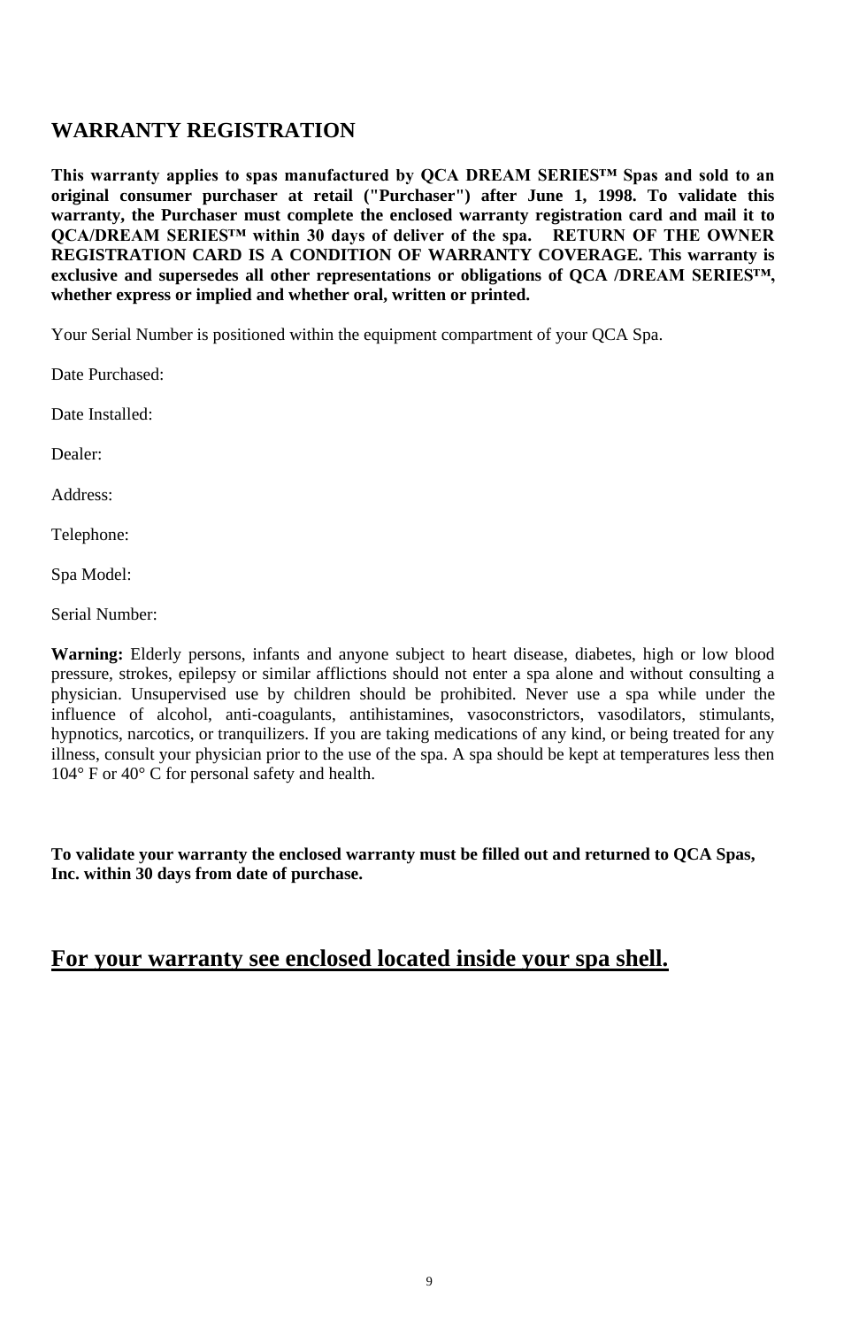# WARRANTY REGISTRATION

**This warranty applies to spas manufactured by QCA DREAM SERIES™ Spas and sold to an original consumer purchaser at retail ("Purchaser") after June 1, 1998. To validate this warranty, the Purchaser must complete the enclosed warranty registration card and mail it to QCA/DREAM SERIES™ within 30 days of deliver of the spa. RETURN OF THE OWNER REGISTRATION CARD IS A CONDITION OF WARRANTY COVERAGE. This warranty is exclusive and supersedes all other representations or obligations of QCA /DREAM SERIES™, whether express or implied and whether oral, written or printed.**

Your Serial Number is positioned within the equipment compartment of your QCA Spa.

Date Purchased:

Date Installed:

Dealer:

Address:

Telephone:

Spa Model:

Serial Number:

**Warning:** Elderly persons, infants and anyone subject to heart disease, diabetes, high or low blood pressure, strokes, epilepsy or similar afflictions should not enter a spa alone and without consulting a physician. Unsupervised use by children should be prohibited. Never use a spa while under the influence of alcohol, anti-coagulants, antihistamines, vasoconstrictors, vasodilators, stimulants, hypnotics, narcotics, or tranquilizers. If you are taking medications of any kind, or being treated for any illness, consult your physician prior to the use of the spa. A spa should be kept at temperatures less then 104° F or 40° C for personal safety and health.

**To validate your warranty the enclosed warranty must be filled out and returned to QCA Spas, Inc. within 30 days from date of purchase.**

## <u>For your warranty see enclosed located inside your spa shell.</u>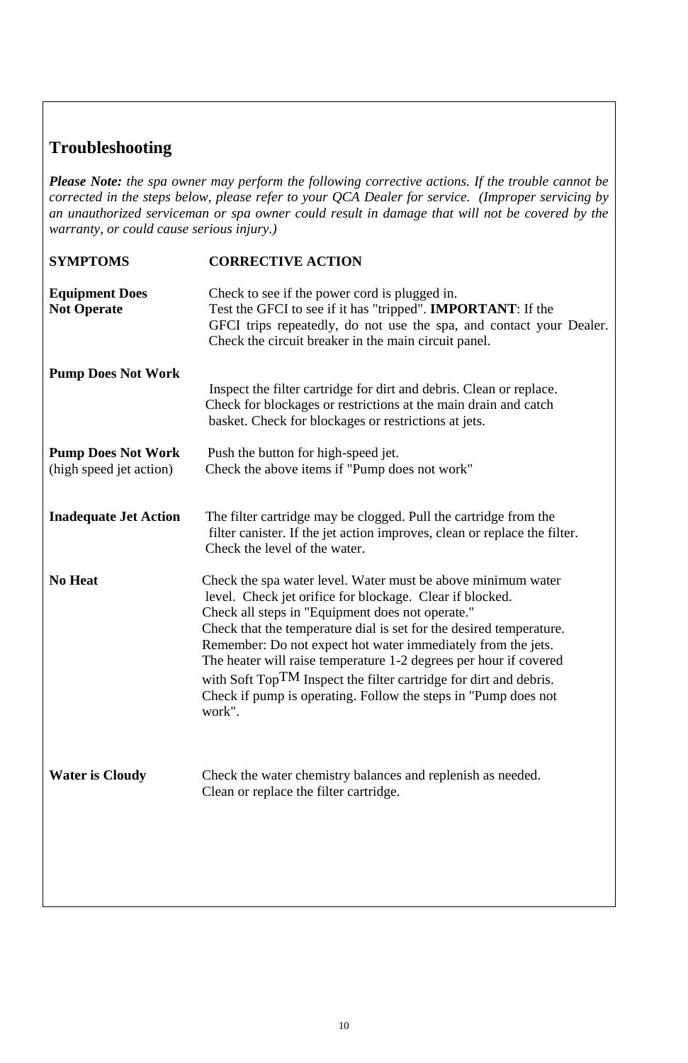## Troubleshooting

***Please Note:*** *the spa owner may perform the following corrective actions. If the trouble cannot be corrected in the steps below, please refer to your QCA Dealer for service. (Improper servicing by an unauthorized serviceman or spa owner could result in damage that will not be covered by the warranty, or could cause serious injury.)*

| SYMPTOMS | CORRECTIVE ACTION |
| --- | --- |
| **Equipment Does Not Operate** | Check to see if the power cord is plugged in. Test the GFCI to see if it has "tripped". **IMPORTANT**: If the GFCI trips repeatedly, do not use the spa, and contact your Dealer. Check the circuit breaker in the main circuit panel. |
| **Pump Does Not Work** | Inspect the filter cartridge for dirt and debris. Clean or replace. Check for blockages or restrictions at the main drain and catch basket. Check for blockages or restrictions at jets. |
| **Pump Does Not Work** (high speed jet action) | Push the button for high-speed jet. Check the above items if "Pump does not work" |
| **Inadequate Jet Action** | The filter cartridge may be clogged. Pull the cartridge from the filter canister. If the jet action improves, clean or replace the filter. Check the level of the water. |
| **No Heat** | Check the spa water level. Water must be above minimum water level. Check jet orifice for blockage. Clear if blocked. Check all steps in "Equipment does not operate." Check that the temperature dial is set for the desired temperature. Remember: Do not expect hot water immediately from the jets. The heater will raise temperature 1-2 degrees per hour if covered with Soft Top™ Inspect the filter cartridge for dirt and debris. Check if pump is operating. Follow the steps in "Pump does not work". |
| **Water is Cloudy** | Check the water chemistry balances and replenish as needed. Clean or replace the filter cartridge. |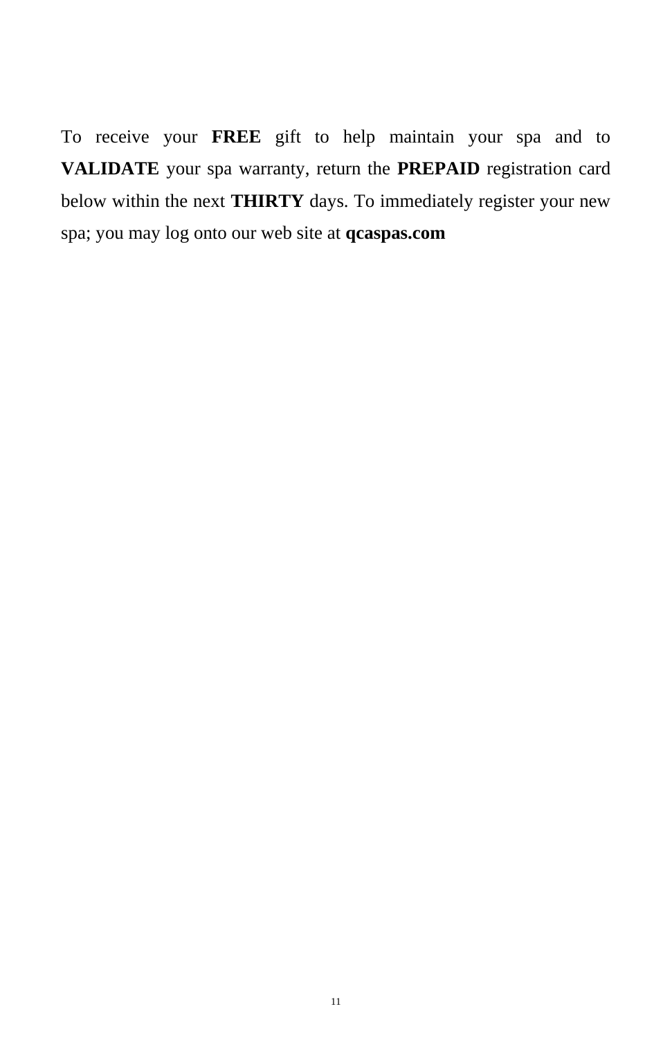To receive your **FREE** gift to help maintain your spa and to **VALIDATE** your spa warranty, return the **PREPAID** registration card below within the next **THIRTY** days. To immediately register your new spa; you may log onto our web site at **qcaspas.com**